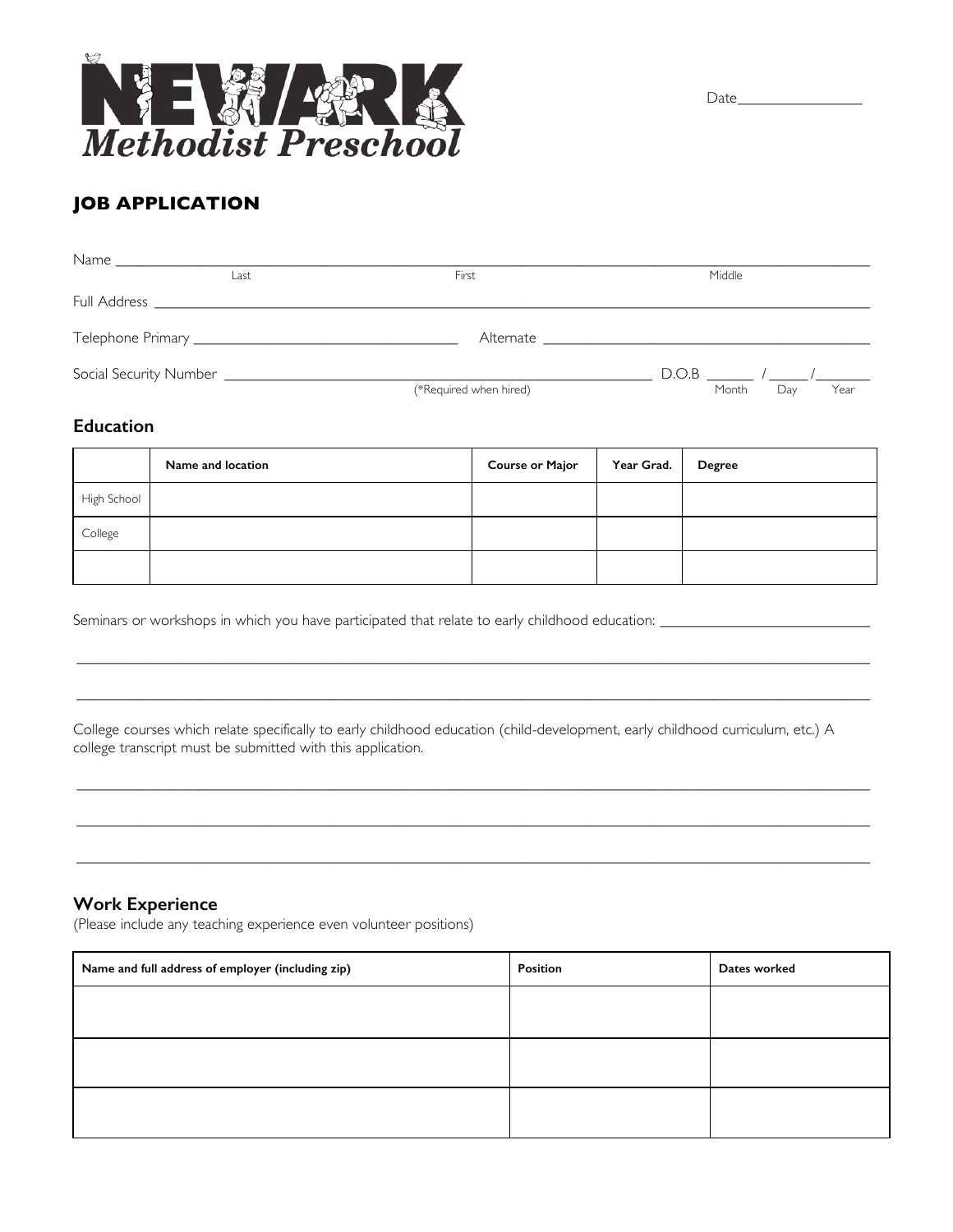# NEWARK Methodist Preschool

Date________________

## JOB APPLICATION

Name ___________________________________________________________________________
Last First Middle

Full Address ______________________________________________________________________

Telephone Primary ______________________________ Alternate ______________________________

Social Security Number ______________________________ D.O.B ______ / _____ /_______
(*Required when hired) Month Day Year

### Education

| | Name and location | Course or Major | Year Grad. | Degree |
|---|---|---|---|---|
| High School | | | | |
| College | | | | |
| | | | | |

Seminars or workshops in which you have participated that relate to early childhood education: ___________________________

___________________________________________________________________________________

___________________________________________________________________________________

College courses which relate specifically to early childhood education (child-development, early childhood curriculum, etc.) A college transcript must be submitted with this application.

___________________________________________________________________________________

___________________________________________________________________________________

___________________________________________________________________________________

### Work Experience

(Please include any teaching experience even volunteer positions)

| Name and full address of employer (including zip) | Position | Dates worked |
|---|---|---|
| | | |
| | | |
| | | |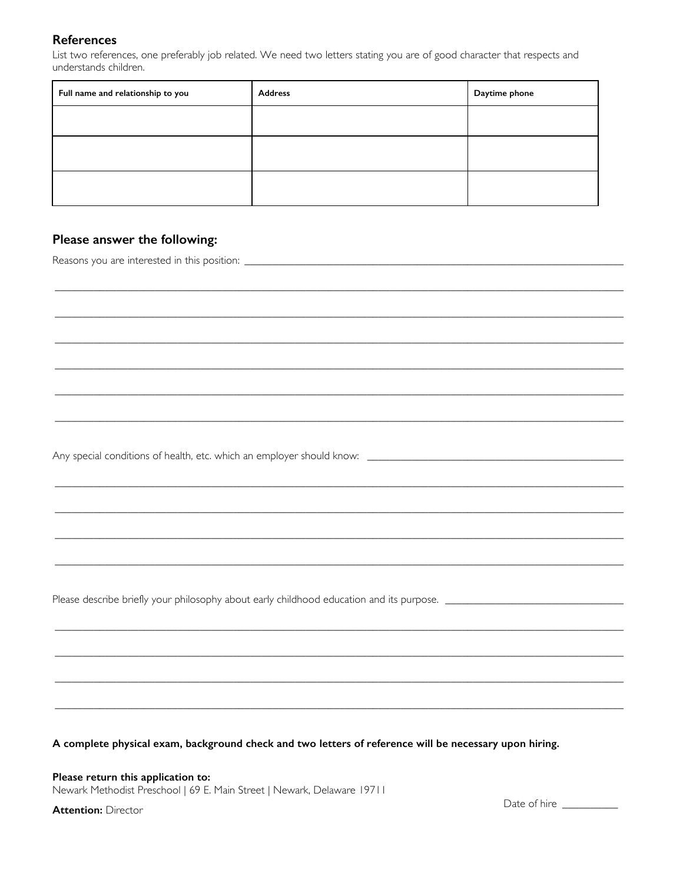## References

List two references, one preferably job related. We need two letters stating you are of good character that respects and understands children.

| Full name and relationship to you | Address | Daytime phone |
|---|---|---|
| | | |
| | | |
| | | |

## Please answer the following:

Reasons you are interested in this position: ____________________________________________

______________________________________________________________________________

______________________________________________________________________________

______________________________________________________________________________

______________________________________________________________________________

______________________________________________________________________________

______________________________________________________________________________

Any special conditions of health, etc. which an employer should know: ____________________________

______________________________________________________________________________

______________________________________________________________________________

______________________________________________________________________________

______________________________________________________________________________

Please describe briefly your philosophy about early childhood education and its purpose. ________________

______________________________________________________________________________

______________________________________________________________________________

______________________________________________________________________________

______________________________________________________________________________

**A complete physical exam, background check and two letters of reference will be necessary upon hiring.**

**Please return this application to:**
Newark Methodist Preschool | 69 E. Main Street | Newark, Delaware 19711

**Attention:** Director

Date of hire __________